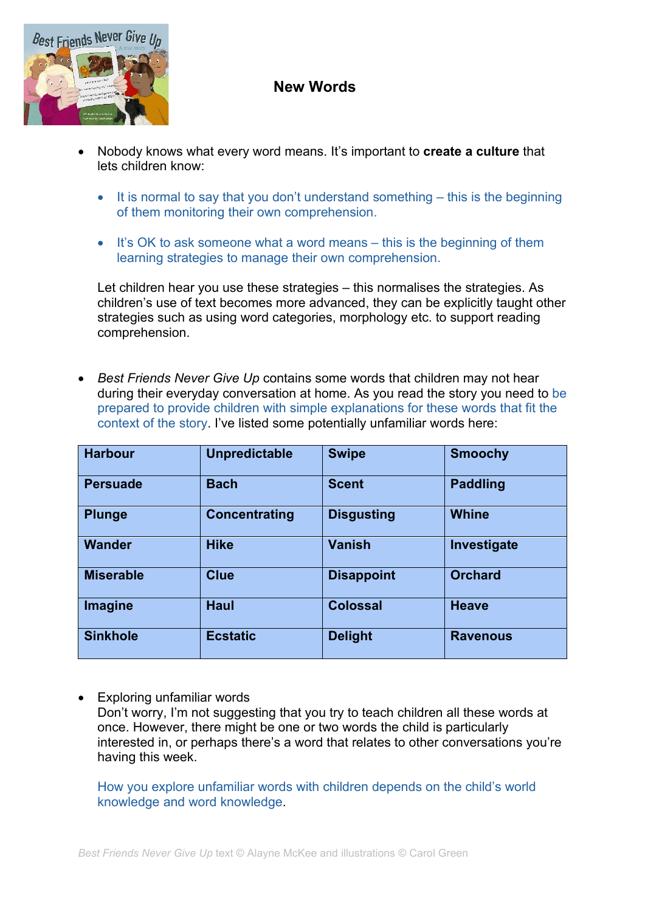# New Words

- Nobody knows what every word means. It's important to **create a culture** that lets children know:

    - It is normal to say that you don't understand something – this is the beginning of them monitoring their own comprehension.

    - It's OK to ask someone what a word means – this is the beginning of them learning strategies to manage their own comprehension.

  Let children hear you use these strategies – this normalises the strategies. As children's use of text becomes more advanced, they can be explicitly taught other strategies such as using word categories, morphology etc. to support reading comprehension.

- *Best Friends Never Give Up* contains some words that children may not hear during their everyday conversation at home. As you read the story you need to be prepared to provide children with simple explanations for these words that fit the context of the story. I've listed some potentially unfamiliar words here:

| **Harbour** | **Unpredictable** | **Swipe** | **Smoochy** |
|---|---|---|---|
| **Persuade** | **Bach** | **Scent** | **Paddling** |
| **Plunge** | **Concentrating** | **Disgusting** | **Whine** |
| **Wander** | **Hike** | **Vanish** | **Investigate** |
| **Miserable** | **Clue** | **Disappoint** | **Orchard** |
| **Imagine** | **Haul** | **Colossal** | **Heave** |
| **Sinkhole** | **Ecstatic** | **Delight** | **Ravenous** |

- Exploring unfamiliar words
  Don't worry, I'm not suggesting that you try to teach children all these words at once. However, there might be one or two words the child is particularly interested in, or perhaps there's a word that relates to other conversations you're having this week.

  How you explore unfamiliar words with children depends on the child's world knowledge and word knowledge.

*Best Friends Never Give Up* text © Alayne McKee and illustrations © Carol Green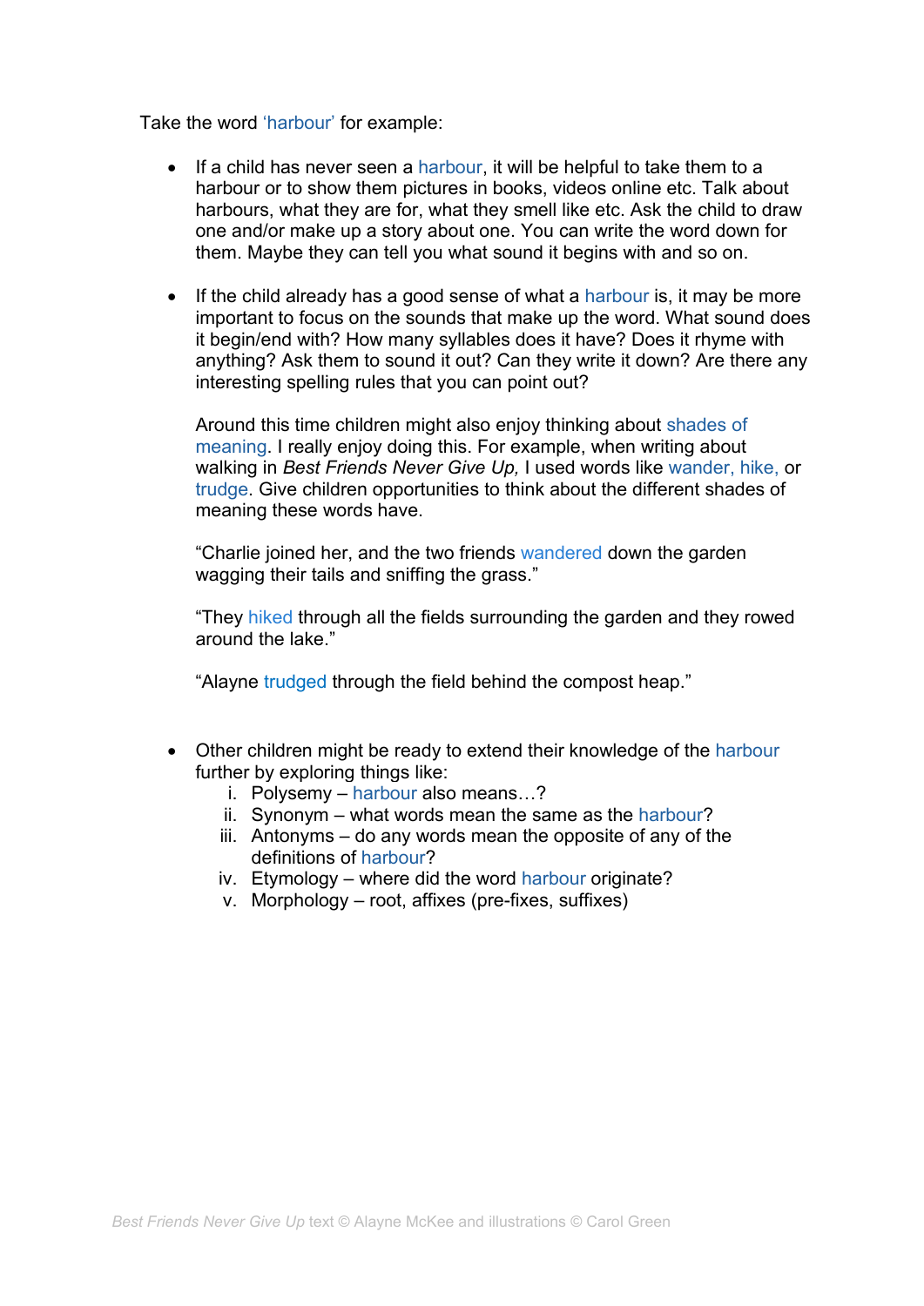Take the word 'harbour' for example:

- If a child has never seen a harbour, it will be helpful to take them to a harbour or to show them pictures in books, videos online etc. Talk about harbours, what they are for, what they smell like etc. Ask the child to draw one and/or make up a story about one. You can write the word down for them. Maybe they can tell you what sound it begins with and so on.

- If the child already has a good sense of what a harbour is, it may be more important to focus on the sounds that make up the word. What sound does it begin/end with? How many syllables does it have? Does it rhyme with anything? Ask them to sound it out? Can they write it down? Are there any interesting spelling rules that you can point out?

  Around this time children might also enjoy thinking about shades of meaning. I really enjoy doing this. For example, when writing about walking in *Best Friends Never Give Up,* I used words like wander, hike, or trudge. Give children opportunities to think about the different shades of meaning these words have.

  "Charlie joined her, and the two friends wandered down the garden wagging their tails and sniffing the grass."

  "They hiked through all the fields surrounding the garden and they rowed around the lake."

  "Alayne trudged through the field behind the compost heap."

- Other children might be ready to extend their knowledge of the harbour further by exploring things like:
  i. Polysemy – harbour also means…?
  ii. Synonym – what words mean the same as the harbour?
  iii. Antonyms – do any words mean the opposite of any of the definitions of harbour?
  iv. Etymology – where did the word harbour originate?
  v. Morphology – root, affixes (pre-fixes, suffixes)